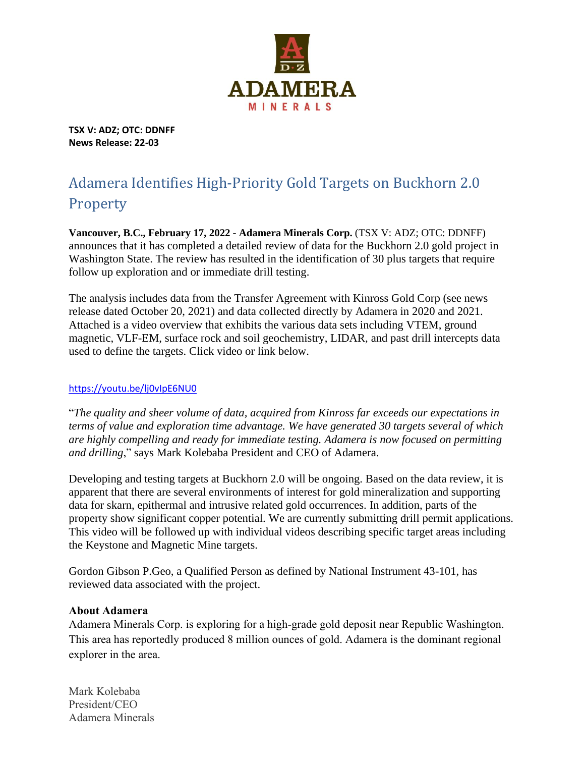ADAMERA
MINERALS

**TSX V: ADZ; OTC: DDNFF**
**News Release: 22-03**

# Adamera Identifies High-Priority Gold Targets on Buckhorn 2.0 Property

**Vancouver, B.C., February 17, 2022 - Adamera Minerals Corp.** (TSX V: ADZ; OTC: DDNFF) announces that it has completed a detailed review of data for the Buckhorn 2.0 gold project in Washington State. The review has resulted in the identification of 30 plus targets that require follow up exploration and or immediate drill testing.

The analysis includes data from the Transfer Agreement with Kinross Gold Corp (see news release dated October 20, 2021) and data collected directly by Adamera in 2020 and 2021. Attached is a video overview that exhibits the various data sets including VTEM, ground magnetic, VLF-EM, surface rock and soil geochemistry, LIDAR, and past drill intercepts data used to define the targets. Click video or link below.

https://youtu.be/lj0vIpE6NU0

"*The quality and sheer volume of data, acquired from Kinross far exceeds our expectations in terms of value and exploration time advantage. We have generated 30 targets several of which are highly compelling and ready for immediate testing. Adamera is now focused on permitting and drilling*," says Mark Kolebaba President and CEO of Adamera.

Developing and testing targets at Buckhorn 2.0 will be ongoing. Based on the data review, it is apparent that there are several environments of interest for gold mineralization and supporting data for skarn, epithermal and intrusive related gold occurrences. In addition, parts of the property show significant copper potential. We are currently submitting drill permit applications. This video will be followed up with individual videos describing specific target areas including the Keystone and Magnetic Mine targets.

Gordon Gibson P.Geo, a Qualified Person as defined by National Instrument 43-101, has reviewed data associated with the project.

**About Adamera**
Adamera Minerals Corp. is exploring for a high-grade gold deposit near Republic Washington. This area has reportedly produced 8 million ounces of gold. Adamera is the dominant regional explorer in the area.

Mark Kolebaba
President/CEO
Adamera Minerals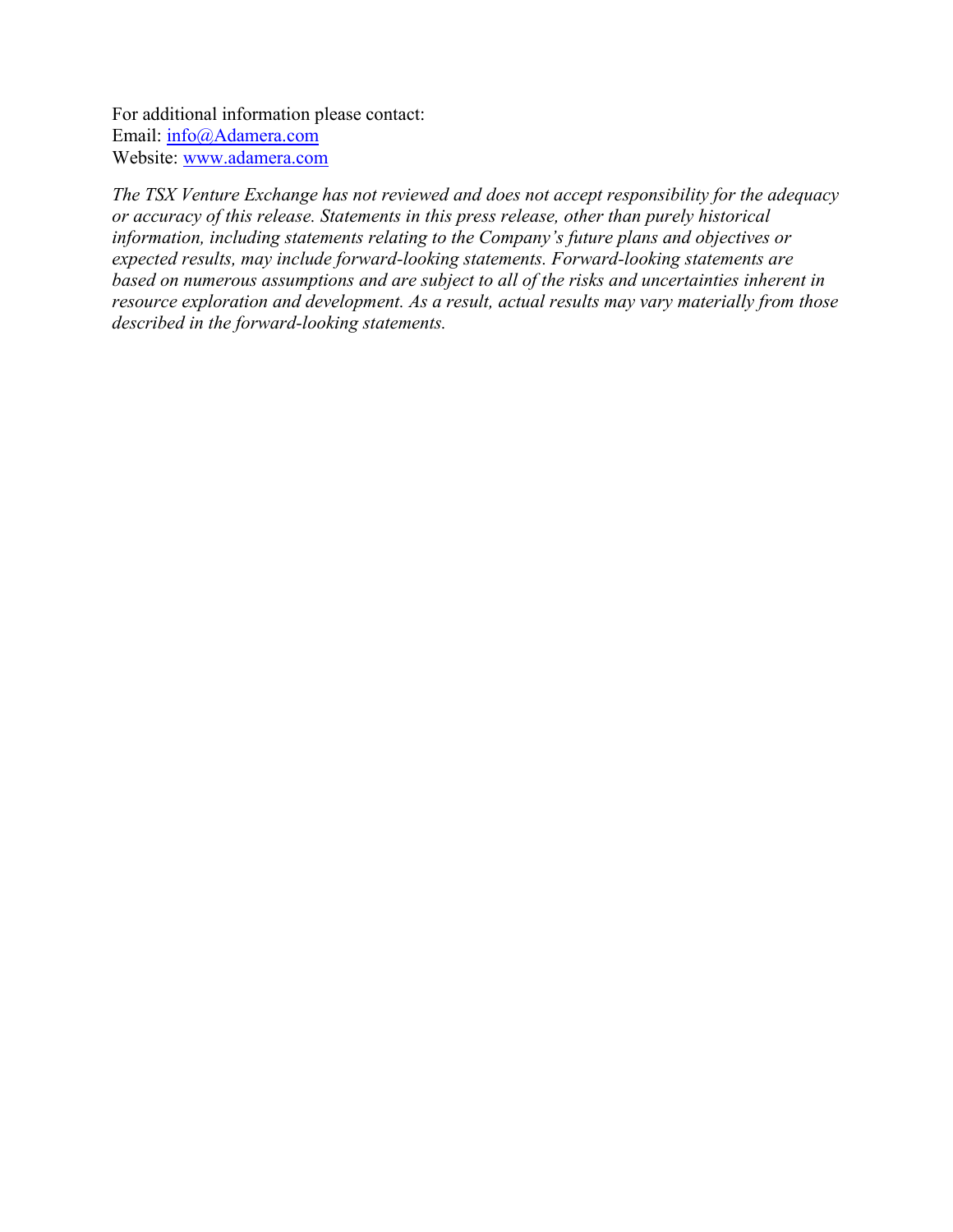For additional information please contact:
Email: info@Adamera.com
Website: www.adamera.com

*The TSX Venture Exchange has not reviewed and does not accept responsibility for the adequacy or accuracy of this release. Statements in this press release, other than purely historical information, including statements relating to the Company's future plans and objectives or expected results, may include forward-looking statements. Forward-looking statements are based on numerous assumptions and are subject to all of the risks and uncertainties inherent in resource exploration and development. As a result, actual results may vary materially from those described in the forward-looking statements.*